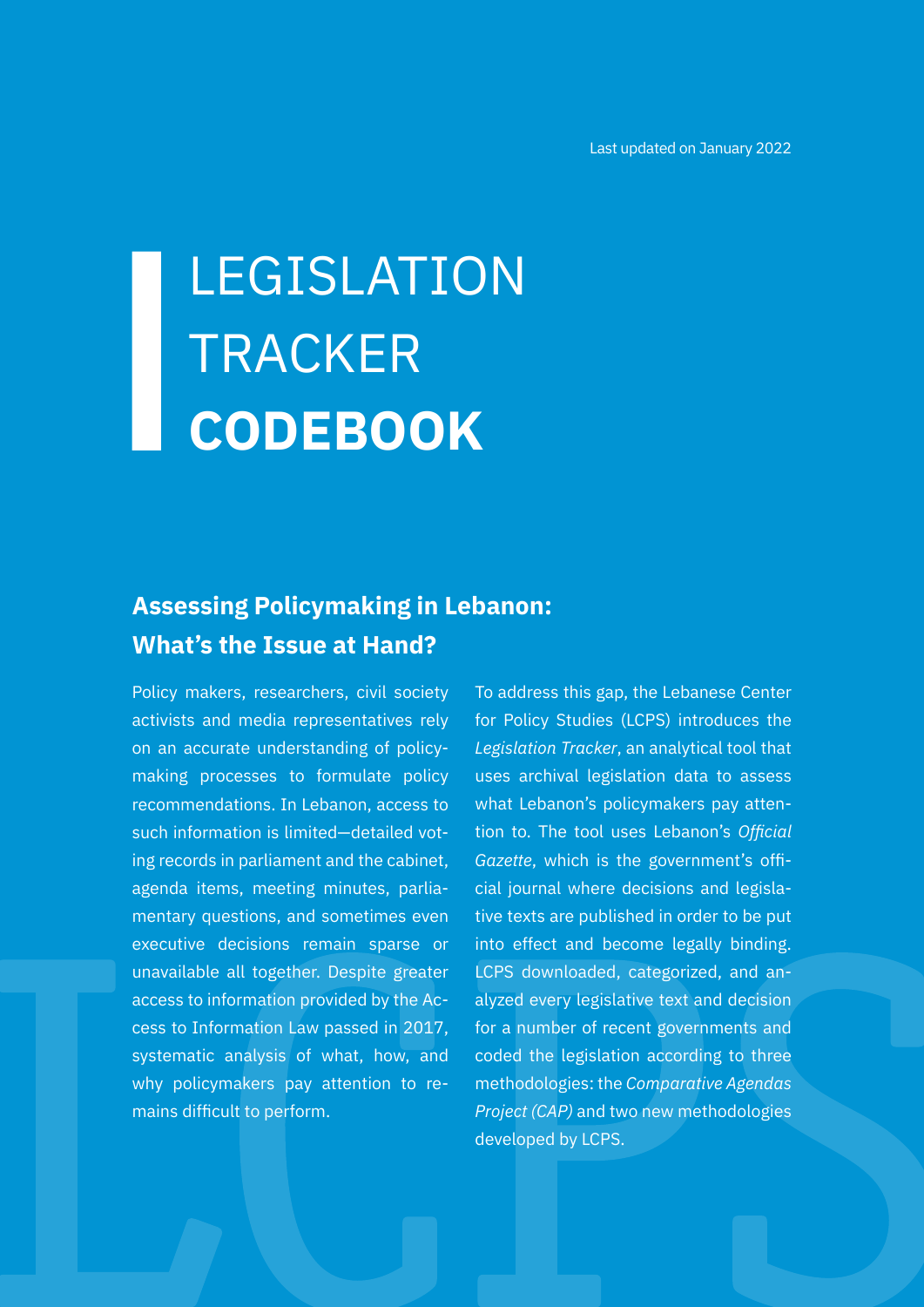Last updated on January 2022

# LEGISLATION TRACKER **CODEBOOK**

## Assessing Policymaking in Lebanon: What's the Issue at Hand?

Policy makers, researchers, civil society activists and media representatives rely on an accurate understanding of policymaking processes to formulate policy recommendations. In Lebanon, access to such information is limited—detailed voting records in parliament and the cabinet, agenda items, meeting minutes, parliamentary questions, and sometimes even executive decisions remain sparse or unavailable all together. Despite greater access to information provided by the Access to Information Law passed in 2017, systematic analysis of what, how, and why policymakers pay attention to remains difficult to perform.

To address this gap, the Lebanese Center for Policy Studies (LCPS) introduces the *Legislation Tracker*, an analytical tool that uses archival legislation data to assess what Lebanon's policymakers pay attention to. The tool uses Lebanon's *Official Gazette*, which is the government's official journal where decisions and legislative texts are published in order to be put into effect and become legally binding. LCPS downloaded, categorized, and analyzed every legislative text and decision for a number of recent governments and coded the legislation according to three methodologies: the *Comparative Agendas Project (CAP)* and two new methodologies developed by LCPS.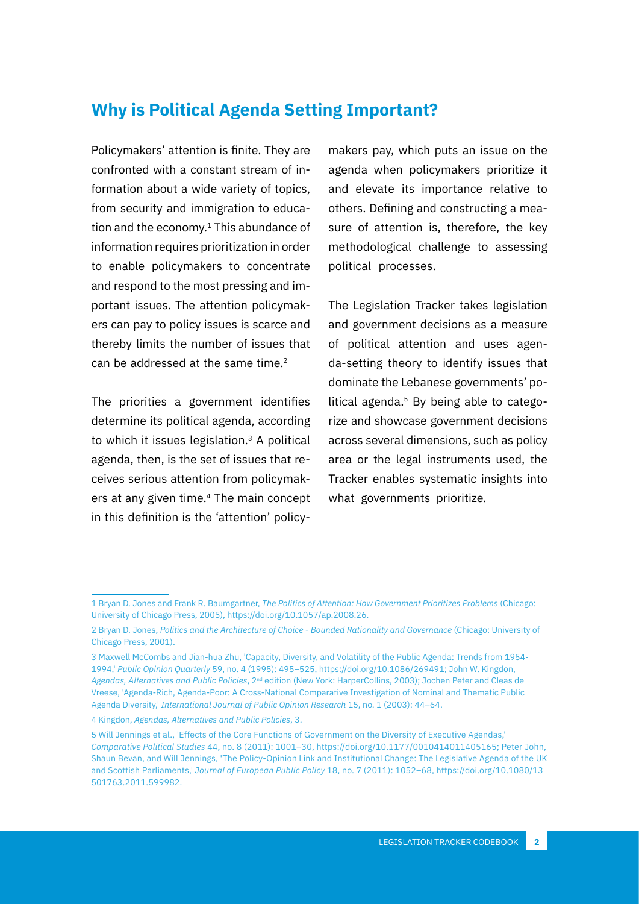## Why is Political Agenda Setting Important?

Policymakers' attention is finite. They are confronted with a constant stream of information about a wide variety of topics, from security and immigration to education and the economy.[1] This abundance of information requires prioritization in order to enable policymakers to concentrate and respond to the most pressing and important issues. The attention policymakers can pay to policy issues is scarce and thereby limits the number of issues that can be addressed at the same time.[2]

The priorities a government identifies determine its political agenda, according to which it issues legislation.[3] A political agenda, then, is the set of issues that receives serious attention from policymakers at any given time.[4] The main concept in this definition is the 'attention' policymakers pay, which puts an issue on the agenda when policymakers prioritize it and elevate its importance relative to others. Defining and constructing a measure of attention is, therefore, the key methodological challenge to assessing political processes.

The Legislation Tracker takes legislation and government decisions as a measure of political attention and uses agenda-setting theory to identify issues that dominate the Lebanese governments' political agenda.[5] By being able to categorize and showcase government decisions across several dimensions, such as policy area or the legal instruments used, the Tracker enables systematic insights into what governments prioritize.

---

1 Bryan D. Jones and Frank R. Baumgartner, *The Politics of Attention: How Government Prioritizes Problems* (Chicago: University of Chicago Press, 2005), https://doi.org/10.1057/ap.2008.26.

2 Bryan D. Jones, *Politics and the Architecture of Choice - Bounded Rationality and Governance* (Chicago: University of Chicago Press, 2001).

3 Maxwell McCombs and Jian-hua Zhu, 'Capacity, Diversity, and Volatility of the Public Agenda: Trends from 1954-1994,' *Public Opinion Quarterly* 59, no. 4 (1995): 495–525, https://doi.org/10.1086/269491; John W. Kingdon, *Agendas, Alternatives and Public Policies*, 2nd edition (New York: HarperCollins, 2003); Jochen Peter and Cleas de Vreese, 'Agenda-Rich, Agenda-Poor: A Cross-National Comparative Investigation of Nominal and Thematic Public Agenda Diversity,' *International Journal of Public Opinion Research* 15, no. 1 (2003): 44–64.

4 Kingdon, *Agendas, Alternatives and Public Policies*, 3.

5 Will Jennings et al., 'Effects of the Core Functions of Government on the Diversity of Executive Agendas,' *Comparative Political Studies* 44, no. 8 (2011): 1001–30, https://doi.org/10.1177/0010414011405165; Peter John, Shaun Bevan, and Will Jennings, 'The Policy-Opinion Link and Institutional Change: The Legislative Agenda of the UK and Scottish Parliaments,' *Journal of European Public Policy* 18, no. 7 (2011): 1052–68, https://doi.org/10.1080/13501763.2011.599982.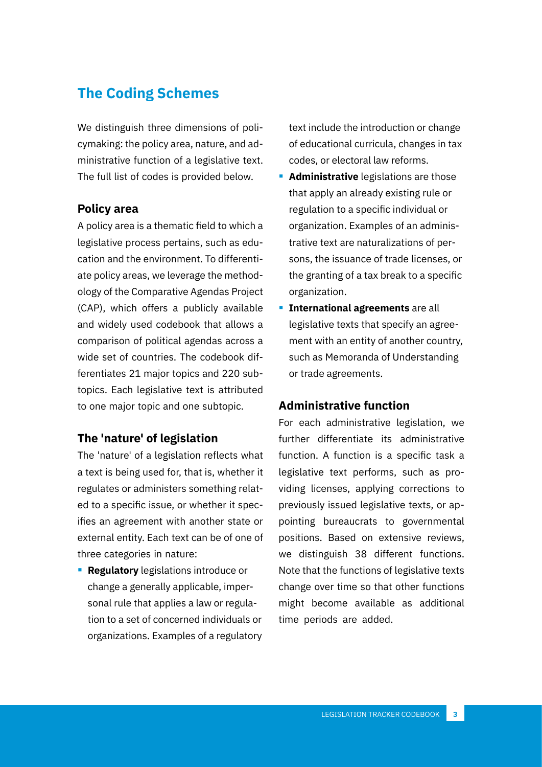## The Coding Schemes

We distinguish three dimensions of policymaking: the policy area, nature, and administrative function of a legislative text. The full list of codes is provided below.

### Policy area

A policy area is a thematic field to which a legislative process pertains, such as education and the environment. To differentiate policy areas, we leverage the methodology of the Comparative Agendas Project (CAP), which offers a publicly available and widely used codebook that allows a comparison of political agendas across a wide set of countries. The codebook differentiates 21 major topics and 220 subtopics. Each legislative text is attributed to one major topic and one subtopic.

### The 'nature' of legislation

The 'nature' of a legislation reflects what a text is being used for, that is, whether it regulates or administers something related to a specific issue, or whether it specifies an agreement with another state or external entity. Each text can be of one of three categories in nature:

- **Regulatory** legislations introduce or change a generally applicable, impersonal rule that applies a law or regulation to a set of concerned individuals or organizations. Examples of a regulatory text include the introduction or change of educational curricula, changes in tax codes, or electoral law reforms.
- **Administrative** legislations are those that apply an already existing rule or regulation to a specific individual or organization. Examples of an administrative text are naturalizations of persons, the issuance of trade licenses, or the granting of a tax break to a specific organization.
- **International agreements** are all legislative texts that specify an agreement with an entity of another country, such as Memoranda of Understanding or trade agreements.

### Administrative function

For each administrative legislation, we further differentiate its administrative function. A function is a specific task a legislative text performs, such as providing licenses, applying corrections to previously issued legislative texts, or appointing bureaucrats to governmental positions. Based on extensive reviews, we distinguish 38 different functions. Note that the functions of legislative texts change over time so that other functions might become available as additional time periods are added.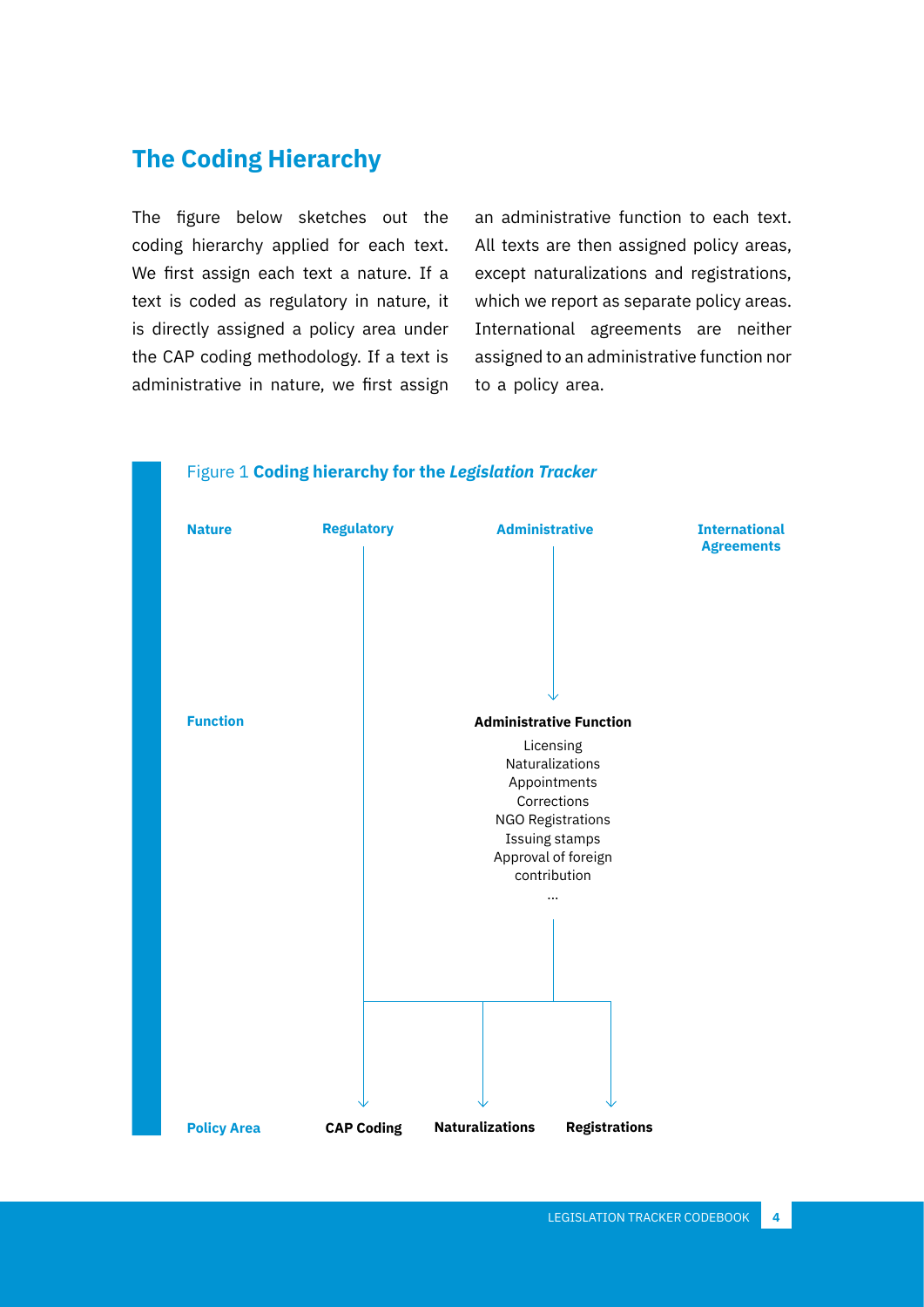## The Coding Hierarchy

The figure below sketches out the coding hierarchy applied for each text. We first assign each text a nature. If a text is coded as regulatory in nature, it is directly assigned a policy area under the CAP coding methodology. If a text is administrative in nature, we first assign an administrative function to each text. All texts are then assigned policy areas, except naturalizations and registrations, which we report as separate policy areas. International agreements are neither assigned to an administrative function nor to a policy area.

Figure 1 **Coding hierarchy for the *Legislation Tracker***

**Nature**

- **Regulatory**
- **Administrative**
- **International Agreements**

**Function**

**Administrative Function**

Licensing
Naturalizations
Appointments
Corrections
NGO Registrations
Issuing stamps
Approval of foreign contribution
...

**Policy Area**

- **CAP Coding**
- **Naturalizations**
- **Registrations**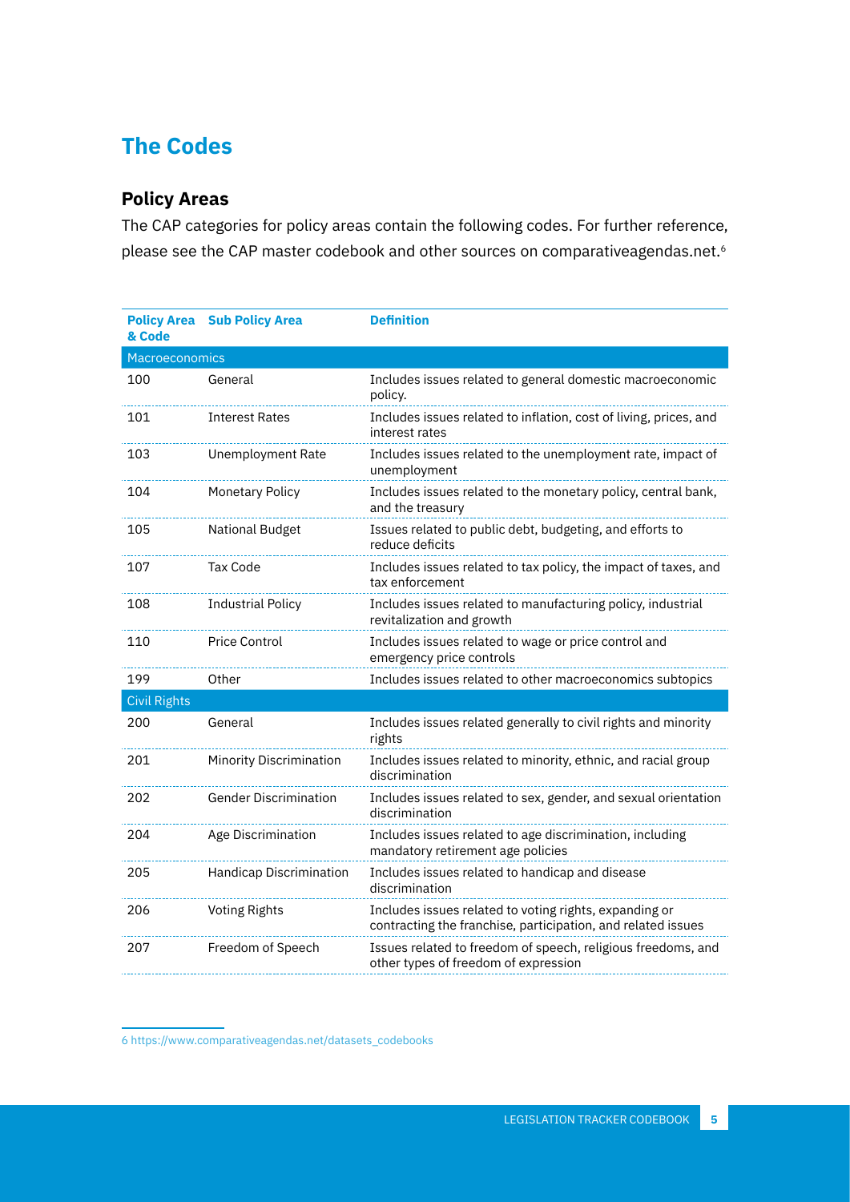## The Codes

### Policy Areas

The CAP categories for policy areas contain the following codes. For further reference, please see the CAP master codebook and other sources on comparativeagendas.net.[6]

| Policy Area & Code | Sub Policy Area | Definition |
|---|---|---|
| **Macroeconomics** | | |
| 100 | General | Includes issues related to general domestic macroeconomic policy. |
| 101 | Interest Rates | Includes issues related to inflation, cost of living, prices, and interest rates |
| 103 | Unemployment Rate | Includes issues related to the unemployment rate, impact of unemployment |
| 104 | Monetary Policy | Includes issues related to the monetary policy, central bank, and the treasury |
| 105 | National Budget | Issues related to public debt, budgeting, and efforts to reduce deficits |
| 107 | Tax Code | Includes issues related to tax policy, the impact of taxes, and tax enforcement |
| 108 | Industrial Policy | Includes issues related to manufacturing policy, industrial revitalization and growth |
| 110 | Price Control | Includes issues related to wage or price control and emergency price controls |
| 199 | Other | Includes issues related to other macroeconomics subtopics |
| **Civil Rights** | | |
| 200 | General | Includes issues related generally to civil rights and minority rights |
| 201 | Minority Discrimination | Includes issues related to minority, ethnic, and racial group discrimination |
| 202 | Gender Discrimination | Includes issues related to sex, gender, and sexual orientation discrimination |
| 204 | Age Discrimination | Includes issues related to age discrimination, including mandatory retirement age policies |
| 205 | Handicap Discrimination | Includes issues related to handicap and disease discrimination |
| 206 | Voting Rights | Includes issues related to voting rights, expanding or contracting the franchise, participation, and related issues |
| 207 | Freedom of Speech | Issues related to freedom of speech, religious freedoms, and other types of freedom of expression |

6 https://www.comparativeagendas.net/datasets_codebooks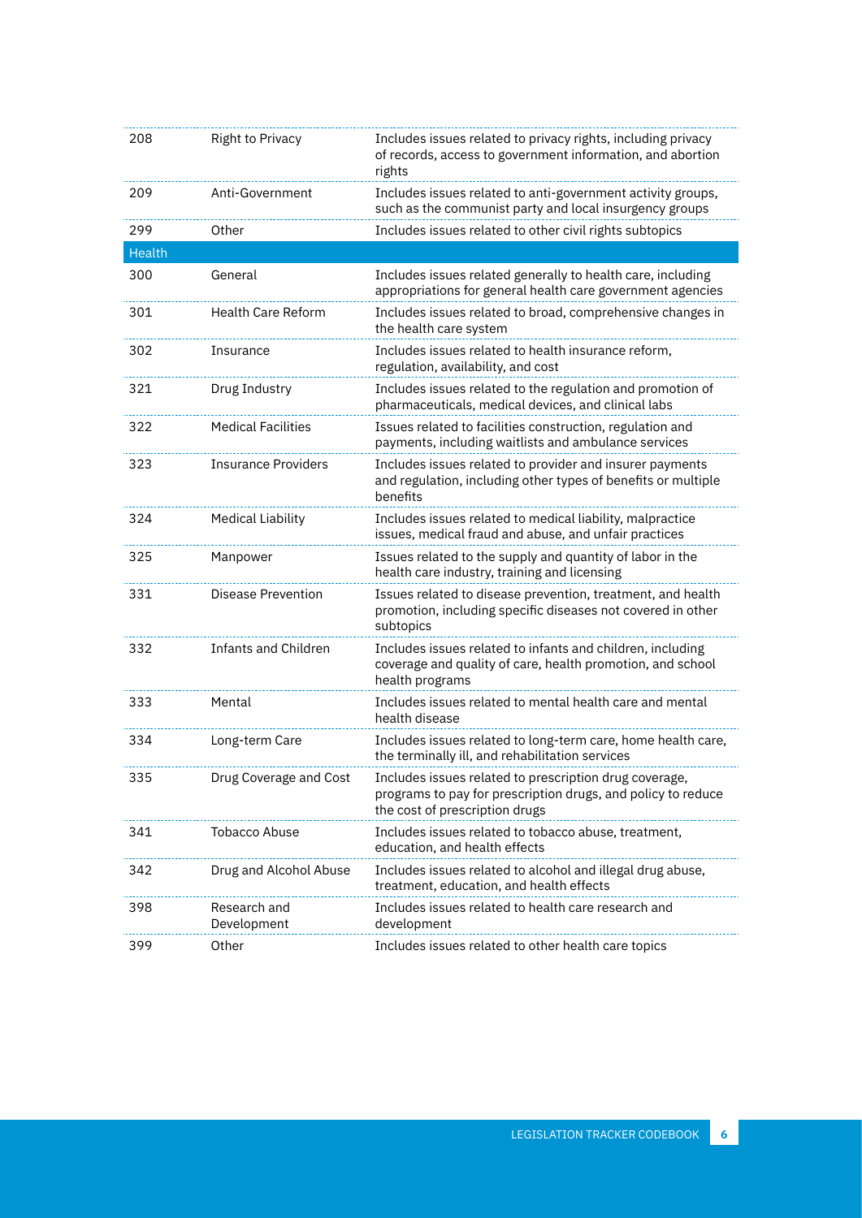| | | |
|---|---|---|
| 208 | Right to Privacy | Includes issues related to privacy rights, including privacy of records, access to government information, and abortion rights |
| 209 | Anti-Government | Includes issues related to anti-government activity groups, such as the communist party and local insurgency groups |
| 299 | Other | Includes issues related to other civil rights subtopics |
| **Health** | | |
| 300 | General | Includes issues related generally to health care, including appropriations for general health care government agencies |
| 301 | Health Care Reform | Includes issues related to broad, comprehensive changes in the health care system |
| 302 | Insurance | Includes issues related to health insurance reform, regulation, availability, and cost |
| 321 | Drug Industry | Includes issues related to the regulation and promotion of pharmaceuticals, medical devices, and clinical labs |
| 322 | Medical Facilities | Issues related to facilities construction, regulation and payments, including waitlists and ambulance services |
| 323 | Insurance Providers | Includes issues related to provider and insurer payments and regulation, including other types of benefits or multiple benefits |
| 324 | Medical Liability | Includes issues related to medical liability, malpractice issues, medical fraud and abuse, and unfair practices |
| 325 | Manpower | Issues related to the supply and quantity of labor in the health care industry, training and licensing |
| 331 | Disease Prevention | Issues related to disease prevention, treatment, and health promotion, including specific diseases not covered in other subtopics |
| 332 | Infants and Children | Includes issues related to infants and children, including coverage and quality of care, health promotion, and school health programs |
| 333 | Mental | Includes issues related to mental health care and mental health disease |
| 334 | Long-term Care | Includes issues related to long-term care, home health care, the terminally ill, and rehabilitation services |
| 335 | Drug Coverage and Cost | Includes issues related to prescription drug coverage, programs to pay for prescription drugs, and policy to reduce the cost of prescription drugs |
| 341 | Tobacco Abuse | Includes issues related to tobacco abuse, treatment, education, and health effects |
| 342 | Drug and Alcohol Abuse | Includes issues related to alcohol and illegal drug abuse, treatment, education, and health effects |
| 398 | Research and Development | Includes issues related to health care research and development |
| 399 | Other | Includes issues related to other health care topics |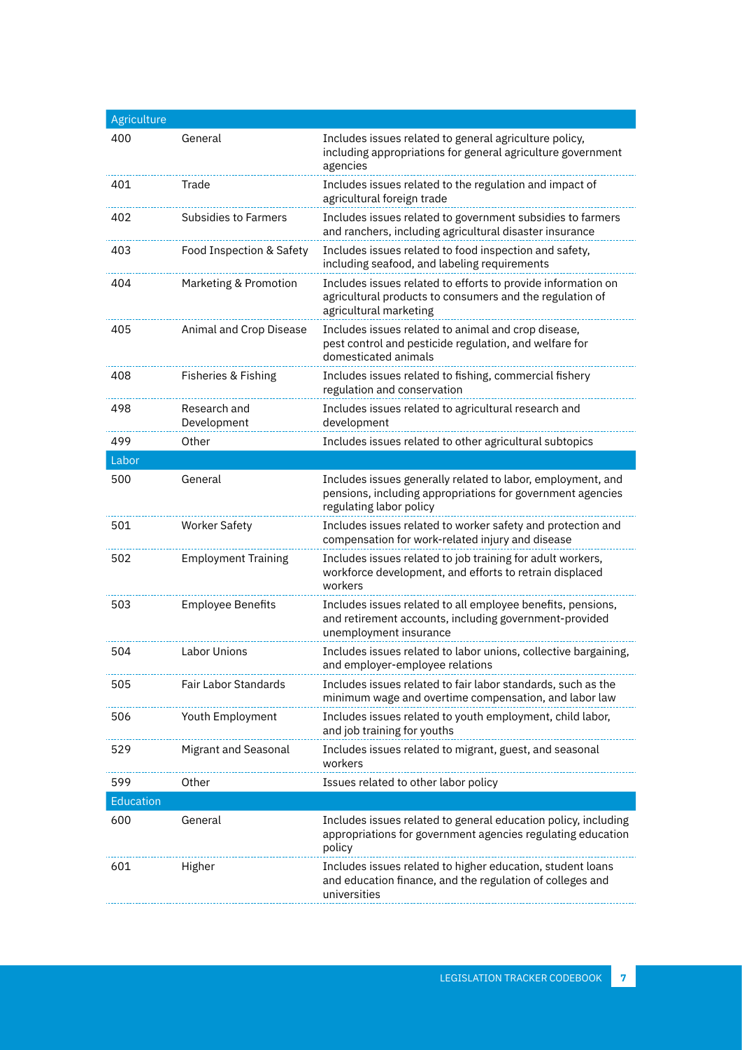| Code | Subtopic | Description |
|---|---|---|
| **Agriculture** | | |
| 400 | General | Includes issues related to general agriculture policy, including appropriations for general agriculture government agencies |
| 401 | Trade | Includes issues related to the regulation and impact of agricultural foreign trade |
| 402 | Subsidies to Farmers | Includes issues related to government subsidies to farmers and ranchers, including agricultural disaster insurance |
| 403 | Food Inspection & Safety | Includes issues related to food inspection and safety, including seafood, and labeling requirements |
| 404 | Marketing & Promotion | Includes issues related to efforts to provide information on agricultural products to consumers and the regulation of agricultural marketing |
| 405 | Animal and Crop Disease | Includes issues related to animal and crop disease, pest control and pesticide regulation, and welfare for domesticated animals |
| 408 | Fisheries & Fishing | Includes issues related to fishing, commercial fishery regulation and conservation |
| 498 | Research and Development | Includes issues related to agricultural research and development |
| 499 | Other | Includes issues related to other agricultural subtopics |
| **Labor** | | |
| 500 | General | Includes issues generally related to labor, employment, and pensions, including appropriations for government agencies regulating labor policy |
| 501 | Worker Safety | Includes issues related to worker safety and protection and compensation for work-related injury and disease |
| 502 | Employment Training | Includes issues related to job training for adult workers, workforce development, and efforts to retrain displaced workers |
| 503 | Employee Benefits | Includes issues related to all employee benefits, pensions, and retirement accounts, including government-provided unemployment insurance |
| 504 | Labor Unions | Includes issues related to labor unions, collective bargaining, and employer-employee relations |
| 505 | Fair Labor Standards | Includes issues related to fair labor standards, such as the minimum wage and overtime compensation, and labor law |
| 506 | Youth Employment | Includes issues related to youth employment, child labor, and job training for youths |
| 529 | Migrant and Seasonal | Includes issues related to migrant, guest, and seasonal workers |
| 599 | Other | Issues related to other labor policy |
| **Education** | | |
| 600 | General | Includes issues related to general education policy, including appropriations for government agencies regulating education policy |
| 601 | Higher | Includes issues related to higher education, student loans and education finance, and the regulation of colleges and universities |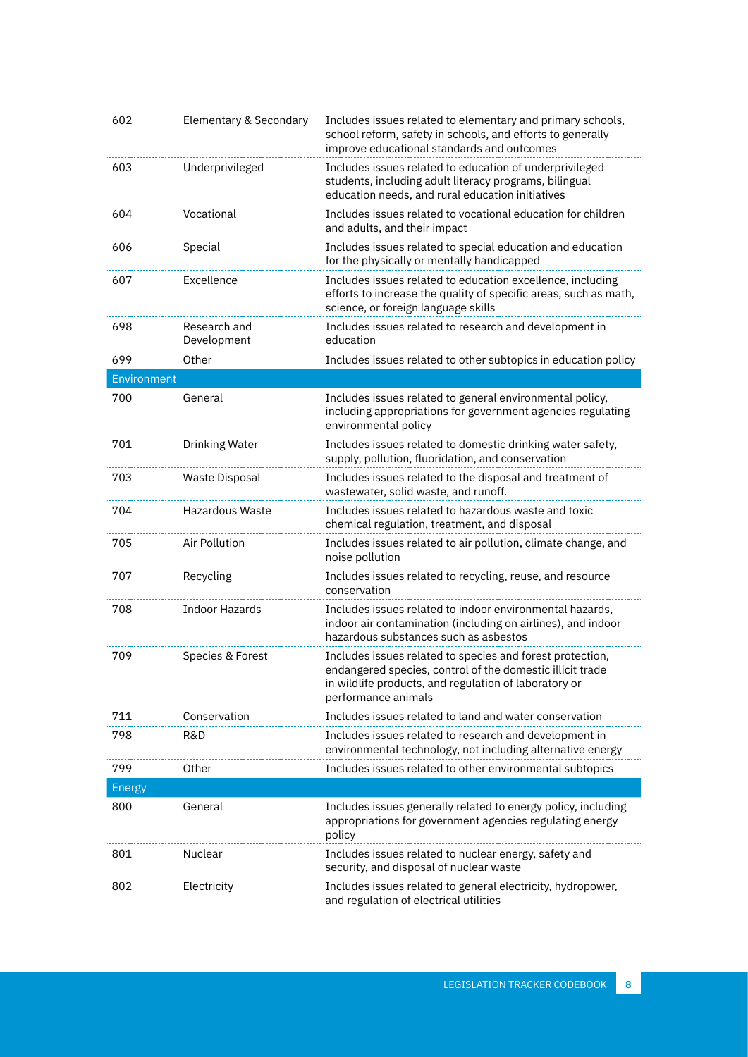| | | |
|---|---|---|
| 602 | Elementary & Secondary | Includes issues related to elementary and primary schools, school reform, safety in schools, and efforts to generally improve educational standards and outcomes |
| 603 | Underprivileged | Includes issues related to education of underprivileged students, including adult literacy programs, bilingual education needs, and rural education initiatives |
| 604 | Vocational | Includes issues related to vocational education for children and adults, and their impact |
| 606 | Special | Includes issues related to special education and education for the physically or mentally handicapped |
| 607 | Excellence | Includes issues related to education excellence, including efforts to increase the quality of specific areas, such as math, science, or foreign language skills |
| 698 | Research and Development | Includes issues related to research and development in education |
| 699 | Other | Includes issues related to other subtopics in education policy |
| **Environment** | | |
| 700 | General | Includes issues related to general environmental policy, including appropriations for government agencies regulating environmental policy |
| 701 | Drinking Water | Includes issues related to domestic drinking water safety, supply, pollution, fluoridation, and conservation |
| 703 | Waste Disposal | Includes issues related to the disposal and treatment of wastewater, solid waste, and runoff. |
| 704 | Hazardous Waste | Includes issues related to hazardous waste and toxic chemical regulation, treatment, and disposal |
| 705 | Air Pollution | Includes issues related to air pollution, climate change, and noise pollution |
| 707 | Recycling | Includes issues related to recycling, reuse, and resource conservation |
| 708 | Indoor Hazards | Includes issues related to indoor environmental hazards, indoor air contamination (including on airlines), and indoor hazardous substances such as asbestos |
| 709 | Species & Forest | Includes issues related to species and forest protection, endangered species, control of the domestic illicit trade in wildlife products, and regulation of laboratory or performance animals |
| 711 | Conservation | Includes issues related to land and water conservation |
| 798 | R&D | Includes issues related to research and development in environmental technology, not including alternative energy |
| 799 | Other | Includes issues related to other environmental subtopics |
| **Energy** | | |
| 800 | General | Includes issues generally related to energy policy, including appropriations for government agencies regulating energy policy |
| 801 | Nuclear | Includes issues related to nuclear energy, safety and security, and disposal of nuclear waste |
| 802 | Electricity | Includes issues related to general electricity, hydropower, and regulation of electrical utilities |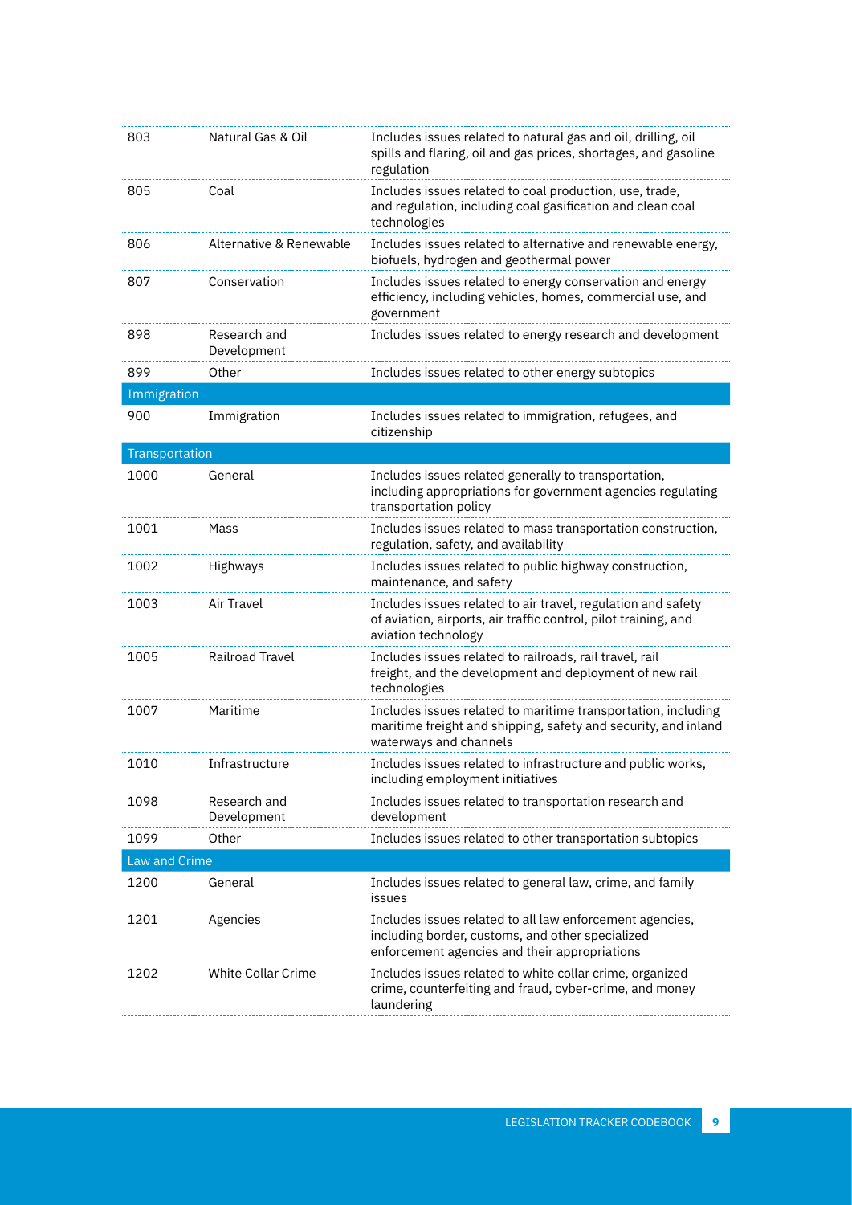| | | |
|---|---|---|
| 803 | Natural Gas & Oil | Includes issues related to natural gas and oil, drilling, oil spills and flaring, oil and gas prices, shortages, and gasoline regulation |
| 805 | Coal | Includes issues related to coal production, use, trade, and regulation, including coal gasification and clean coal technologies |
| 806 | Alternative & Renewable | Includes issues related to alternative and renewable energy, biofuels, hydrogen and geothermal power |
| 807 | Conservation | Includes issues related to energy conservation and energy efficiency, including vehicles, homes, commercial use, and government |
| 898 | Research and Development | Includes issues related to energy research and development |
| 899 | Other | Includes issues related to other energy subtopics |
| **Immigration** | | |
| 900 | Immigration | Includes issues related to immigration, refugees, and citizenship |
| **Transportation** | | |
| 1000 | General | Includes issues related generally to transportation, including appropriations for government agencies regulating transportation policy |
| 1001 | Mass | Includes issues related to mass transportation construction, regulation, safety, and availability |
| 1002 | Highways | Includes issues related to public highway construction, maintenance, and safety |
| 1003 | Air Travel | Includes issues related to air travel, regulation and safety of aviation, airports, air traffic control, pilot training, and aviation technology |
| 1005 | Railroad Travel | Includes issues related to railroads, rail travel, rail freight, and the development and deployment of new rail technologies |
| 1007 | Maritime | Includes issues related to maritime transportation, including maritime freight and shipping, safety and security, and inland waterways and channels |
| 1010 | Infrastructure | Includes issues related to infrastructure and public works, including employment initiatives |
| 1098 | Research and Development | Includes issues related to transportation research and development |
| 1099 | Other | Includes issues related to other transportation subtopics |
| **Law and Crime** | | |
| 1200 | General | Includes issues related to general law, crime, and family issues |
| 1201 | Agencies | Includes issues related to all law enforcement agencies, including border, customs, and other specialized enforcement agencies and their appropriations |
| 1202 | White Collar Crime | Includes issues related to white collar crime, organized crime, counterfeiting and fraud, cyber-crime, and money laundering |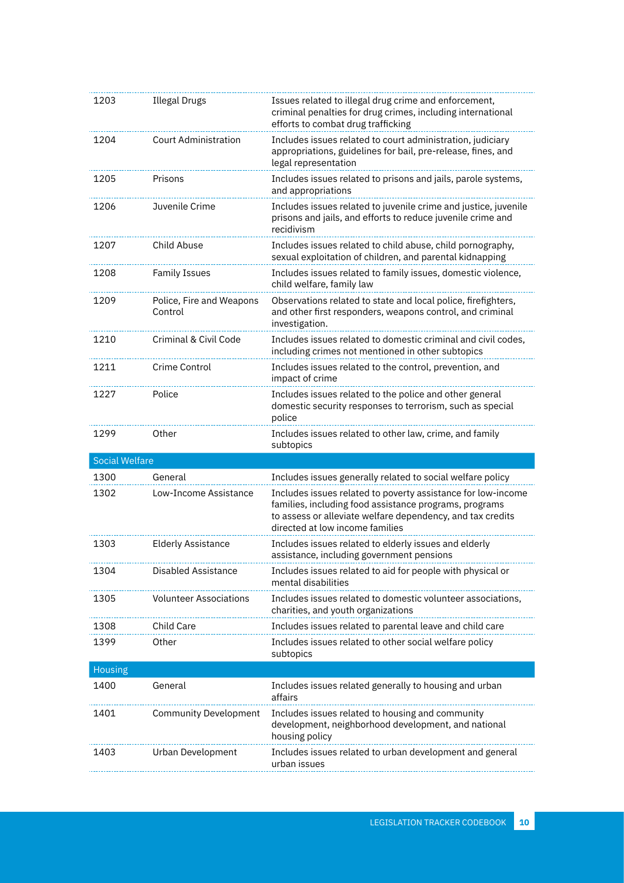| | | |
|---|---|---|
| 1203 | Illegal Drugs | Issues related to illegal drug crime and enforcement, criminal penalties for drug crimes, including international efforts to combat drug trafficking |
| 1204 | Court Administration | Includes issues related to court administration, judiciary appropriations, guidelines for bail, pre-release, fines, and legal representation |
| 1205 | Prisons | Includes issues related to prisons and jails, parole systems, and appropriations |
| 1206 | Juvenile Crime | Includes issues related to juvenile crime and justice, juvenile prisons and jails, and efforts to reduce juvenile crime and recidivism |
| 1207 | Child Abuse | Includes issues related to child abuse, child pornography, sexual exploitation of children, and parental kidnapping |
| 1208 | Family Issues | Includes issues related to family issues, domestic violence, child welfare, family law |
| 1209 | Police, Fire and Weapons Control | Observations related to state and local police, firefighters, and other first responders, weapons control, and criminal investigation. |
| 1210 | Criminal & Civil Code | Includes issues related to domestic criminal and civil codes, including crimes not mentioned in other subtopics |
| 1211 | Crime Control | Includes issues related to the control, prevention, and impact of crime |
| 1227 | Police | Includes issues related to the police and other general domestic security responses to terrorism, such as special police |
| 1299 | Other | Includes issues related to other law, crime, and family subtopics |
| **Social Welfare** | | |
| 1300 | General | Includes issues generally related to social welfare policy |
| 1302 | Low-Income Assistance | Includes issues related to poverty assistance for low-income families, including food assistance programs, programs to assess or alleviate welfare dependency, and tax credits directed at low income families |
| 1303 | Elderly Assistance | Includes issues related to elderly issues and elderly assistance, including government pensions |
| 1304 | Disabled Assistance | Includes issues related to aid for people with physical or mental disabilities |
| 1305 | Volunteer Associations | Includes issues related to domestic volunteer associations, charities, and youth organizations |
| 1308 | Child Care | Includes issues related to parental leave and child care |
| 1399 | Other | Includes issues related to other social welfare policy subtopics |
| **Housing** | | |
| 1400 | General | Includes issues related generally to housing and urban affairs |
| 1401 | Community Development | Includes issues related to housing and community development, neighborhood development, and national housing policy |
| 1403 | Urban Development | Includes issues related to urban development and general urban issues |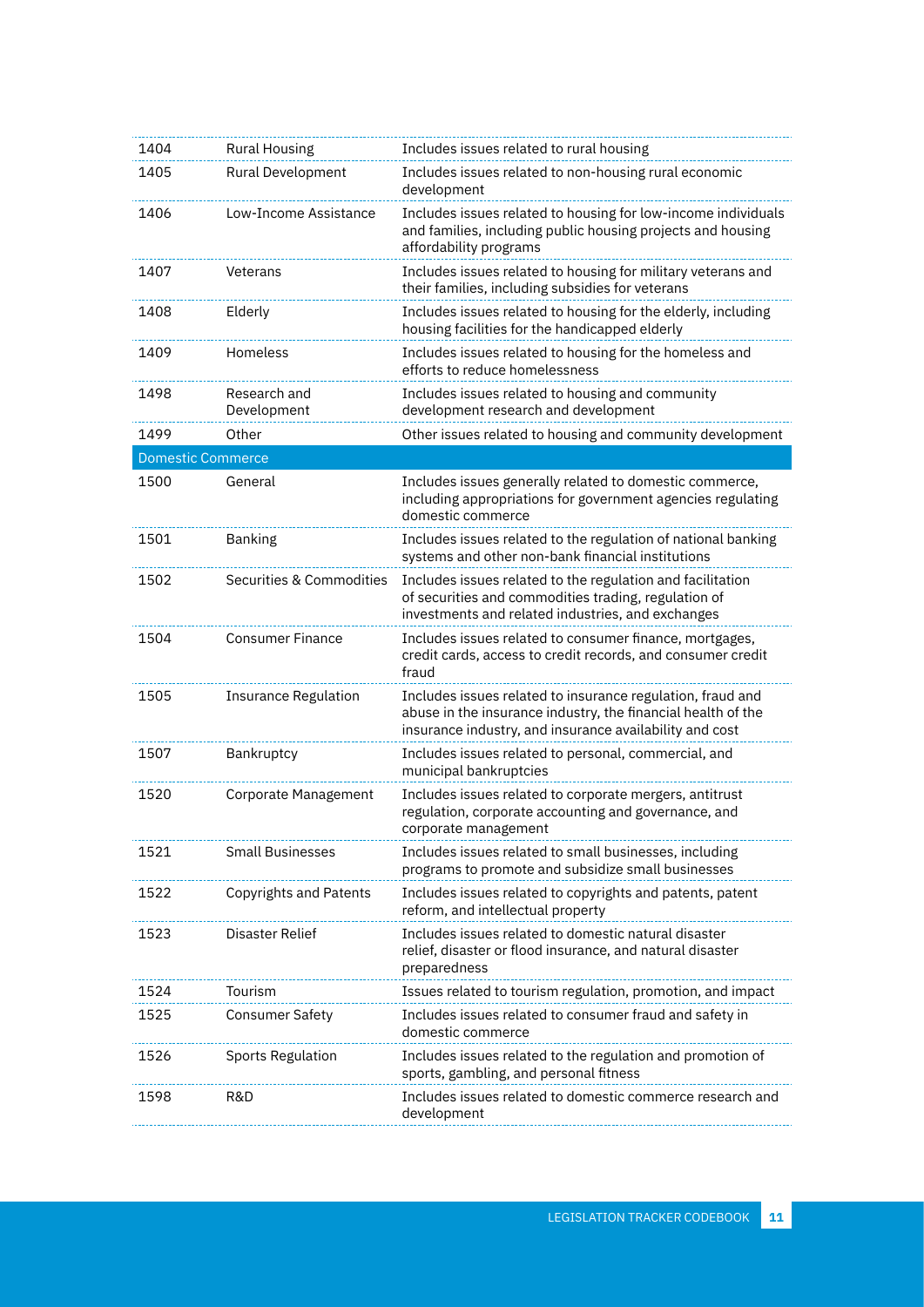| | | |
|---|---|---|
| 1404 | Rural Housing | Includes issues related to rural housing |
| 1405 | Rural Development | Includes issues related to non-housing rural economic development |
| 1406 | Low-Income Assistance | Includes issues related to housing for low-income individuals and families, including public housing projects and housing affordability programs |
| 1407 | Veterans | Includes issues related to housing for military veterans and their families, including subsidies for veterans |
| 1408 | Elderly | Includes issues related to housing for the elderly, including housing facilities for the handicapped elderly |
| 1409 | Homeless | Includes issues related to housing for the homeless and efforts to reduce homelessness |
| 1498 | Research and Development | Includes issues related to housing and community development research and development |
| 1499 | Other | Other issues related to housing and community development |
| **Domestic Commerce** | | |
| 1500 | General | Includes issues generally related to domestic commerce, including appropriations for government agencies regulating domestic commerce |
| 1501 | Banking | Includes issues related to the regulation of national banking systems and other non-bank financial institutions |
| 1502 | Securities & Commodities | Includes issues related to the regulation and facilitation of securities and commodities trading, regulation of investments and related industries, and exchanges |
| 1504 | Consumer Finance | Includes issues related to consumer finance, mortgages, credit cards, access to credit records, and consumer credit fraud |
| 1505 | Insurance Regulation | Includes issues related to insurance regulation, fraud and abuse in the insurance industry, the financial health of the insurance industry, and insurance availability and cost |
| 1507 | Bankruptcy | Includes issues related to personal, commercial, and municipal bankruptcies |
| 1520 | Corporate Management | Includes issues related to corporate mergers, antitrust regulation, corporate accounting and governance, and corporate management |
| 1521 | Small Businesses | Includes issues related to small businesses, including programs to promote and subsidize small businesses |
| 1522 | Copyrights and Patents | Includes issues related to copyrights and patents, patent reform, and intellectual property |
| 1523 | Disaster Relief | Includes issues related to domestic natural disaster relief, disaster or flood insurance, and natural disaster preparedness |
| 1524 | Tourism | Issues related to tourism regulation, promotion, and impact |
| 1525 | Consumer Safety | Includes issues related to consumer fraud and safety in domestic commerce |
| 1526 | Sports Regulation | Includes issues related to the regulation and promotion of sports, gambling, and personal fitness |
| 1598 | R&D | Includes issues related to domestic commerce research and development |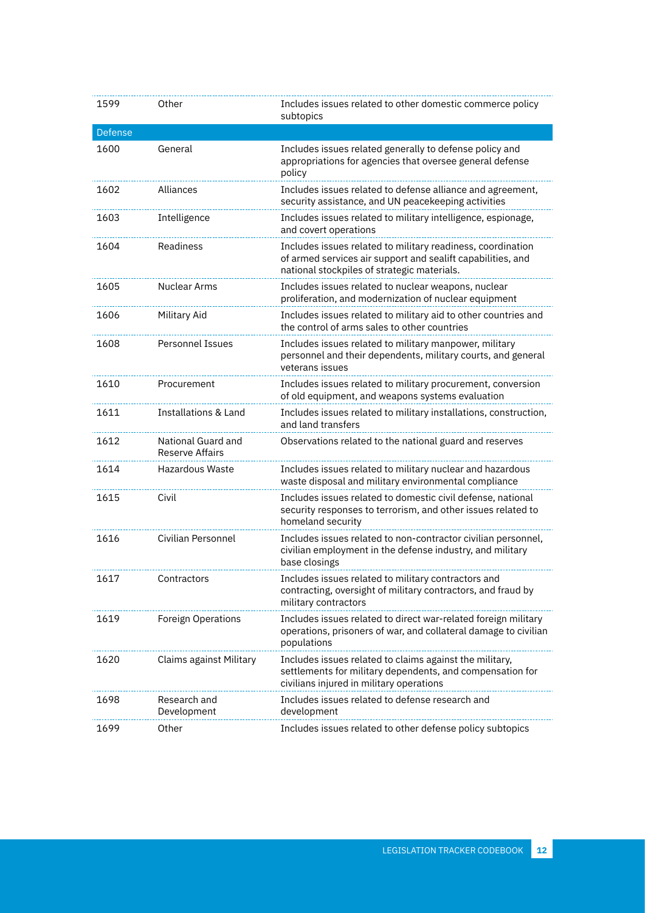| | | |
|---|---|---|
| 1599 | Other | Includes issues related to other domestic commerce policy subtopics |
| **Defense** | | |
| 1600 | General | Includes issues related generally to defense policy and appropriations for agencies that oversee general defense policy |
| 1602 | Alliances | Includes issues related to defense alliance and agreement, security assistance, and UN peacekeeping activities |
| 1603 | Intelligence | Includes issues related to military intelligence, espionage, and covert operations |
| 1604 | Readiness | Includes issues related to military readiness, coordination of armed services air support and sealift capabilities, and national stockpiles of strategic materials. |
| 1605 | Nuclear Arms | Includes issues related to nuclear weapons, nuclear proliferation, and modernization of nuclear equipment |
| 1606 | Military Aid | Includes issues related to military aid to other countries and the control of arms sales to other countries |
| 1608 | Personnel Issues | Includes issues related to military manpower, military personnel and their dependents, military courts, and general veterans issues |
| 1610 | Procurement | Includes issues related to military procurement, conversion of old equipment, and weapons systems evaluation |
| 1611 | Installations & Land | Includes issues related to military installations, construction, and land transfers |
| 1612 | National Guard and Reserve Affairs | Observations related to the national guard and reserves |
| 1614 | Hazardous Waste | Includes issues related to military nuclear and hazardous waste disposal and military environmental compliance |
| 1615 | Civil | Includes issues related to domestic civil defense, national security responses to terrorism, and other issues related to homeland security |
| 1616 | Civilian Personnel | Includes issues related to non-contractor civilian personnel, civilian employment in the defense industry, and military base closings |
| 1617 | Contractors | Includes issues related to military contractors and contracting, oversight of military contractors, and fraud by military contractors |
| 1619 | Foreign Operations | Includes issues related to direct war-related foreign military operations, prisoners of war, and collateral damage to civilian populations |
| 1620 | Claims against Military | Includes issues related to claims against the military, settlements for military dependents, and compensation for civilians injured in military operations |
| 1698 | Research and Development | Includes issues related to defense research and development |
| 1699 | Other | Includes issues related to other defense policy subtopics |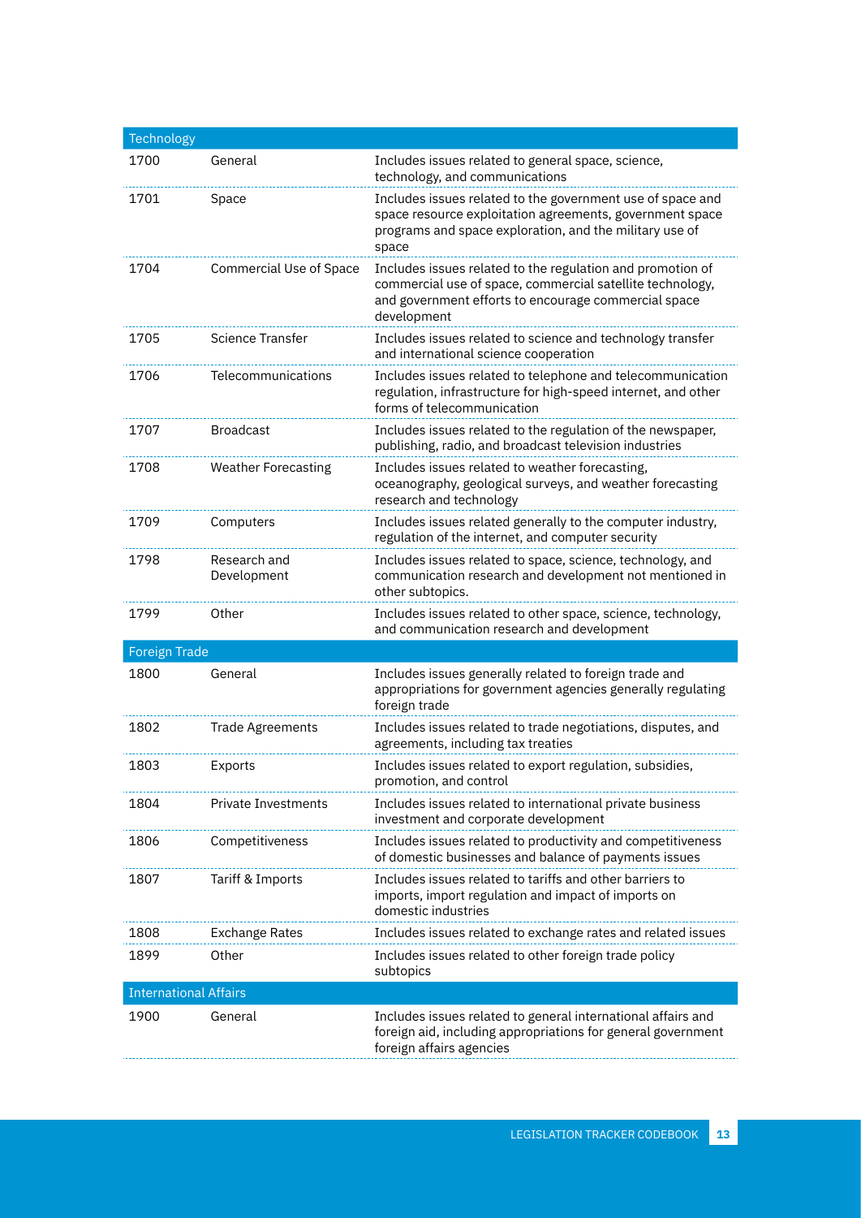| Technology | | |
|---|---|---|
| 1700 | General | Includes issues related to general space, science, technology, and communications |
| 1701 | Space | Includes issues related to the government use of space and space resource exploitation agreements, government space programs and space exploration, and the military use of space |
| 1704 | Commercial Use of Space | Includes issues related to the regulation and promotion of commercial use of space, commercial satellite technology, and government efforts to encourage commercial space development |
| 1705 | Science Transfer | Includes issues related to science and technology transfer and international science cooperation |
| 1706 | Telecommunications | Includes issues related to telephone and telecommunication regulation, infrastructure for high-speed internet, and other forms of telecommunication |
| 1707 | Broadcast | Includes issues related to the regulation of the newspaper, publishing, radio, and broadcast television industries |
| 1708 | Weather Forecasting | Includes issues related to weather forecasting, oceanography, geological surveys, and weather forecasting research and technology |
| 1709 | Computers | Includes issues related generally to the computer industry, regulation of the internet, and computer security |
| 1798 | Research and Development | Includes issues related to space, science, technology, and communication research and development not mentioned in other subtopics. |
| 1799 | Other | Includes issues related to other space, science, technology, and communication research and development |
| **Foreign Trade** | | |
| 1800 | General | Includes issues generally related to foreign trade and appropriations for government agencies generally regulating foreign trade |
| 1802 | Trade Agreements | Includes issues related to trade negotiations, disputes, and agreements, including tax treaties |
| 1803 | Exports | Includes issues related to export regulation, subsidies, promotion, and control |
| 1804 | Private Investments | Includes issues related to international private business investment and corporate development |
| 1806 | Competitiveness | Includes issues related to productivity and competitiveness of domestic businesses and balance of payments issues |
| 1807 | Tariff & Imports | Includes issues related to tariffs and other barriers to imports, import regulation and impact of imports on domestic industries |
| 1808 | Exchange Rates | Includes issues related to exchange rates and related issues |
| 1899 | Other | Includes issues related to other foreign trade policy subtopics |
| **International Affairs** | | |
| 1900 | General | Includes issues related to general international affairs and foreign aid, including appropriations for general government foreign affairs agencies |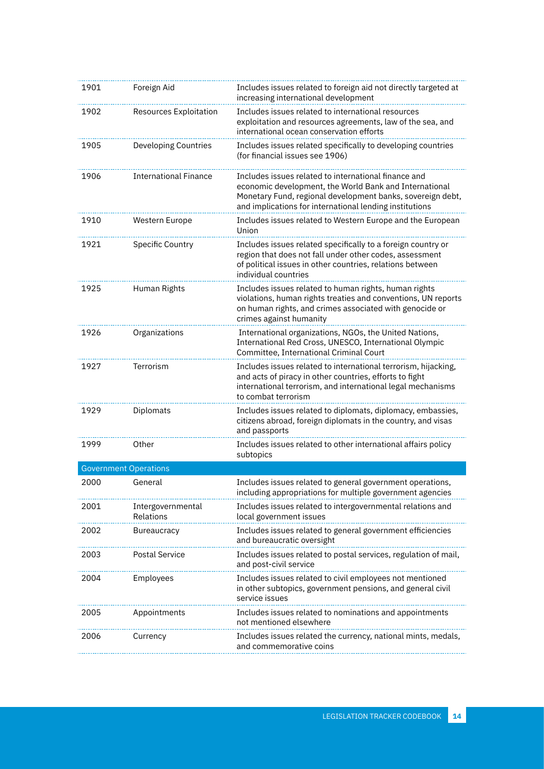| | | |
|---|---|---|
| 1901 | Foreign Aid | Includes issues related to foreign aid not directly targeted at increasing international development |
| 1902 | Resources Exploitation | Includes issues related to international resources exploitation and resources agreements, law of the sea, and international ocean conservation efforts |
| 1905 | Developing Countries | Includes issues related specifically to developing countries (for financial issues see 1906) |
| 1906 | International Finance | Includes issues related to international finance and economic development, the World Bank and International Monetary Fund, regional development banks, sovereign debt, and implications for international lending institutions |
| 1910 | Western Europe | Includes issues related to Western Europe and the European Union |
| 1921 | Specific Country | Includes issues related specifically to a foreign country or region that does not fall under other codes, assessment of political issues in other countries, relations between individual countries |
| 1925 | Human Rights | Includes issues related to human rights, human rights violations, human rights treaties and conventions, UN reports on human rights, and crimes associated with genocide or crimes against humanity |
| 1926 | Organizations | International organizations, NGOs, the United Nations, International Red Cross, UNESCO, International Olympic Committee, International Criminal Court |
| 1927 | Terrorism | Includes issues related to international terrorism, hijacking, and acts of piracy in other countries, efforts to fight international terrorism, and international legal mechanisms to combat terrorism |
| 1929 | Diplomats | Includes issues related to diplomats, diplomacy, embassies, citizens abroad, foreign diplomats in the country, and visas and passports |
| 1999 | Other | Includes issues related to other international affairs policy subtopics |
| **Government Operations** | | |
| 2000 | General | Includes issues related to general government operations, including appropriations for multiple government agencies |
| 2001 | Intergovernmental Relations | Includes issues related to intergovernmental relations and local government issues |
| 2002 | Bureaucracy | Includes issues related to general government efficiencies and bureaucratic oversight |
| 2003 | Postal Service | Includes issues related to postal services, regulation of mail, and post-civil service |
| 2004 | Employees | Includes issues related to civil employees not mentioned in other subtopics, government pensions, and general civil service issues |
| 2005 | Appointments | Includes issues related to nominations and appointments not mentioned elsewhere |
| 2006 | Currency | Includes issues related the currency, national mints, medals, and commemorative coins |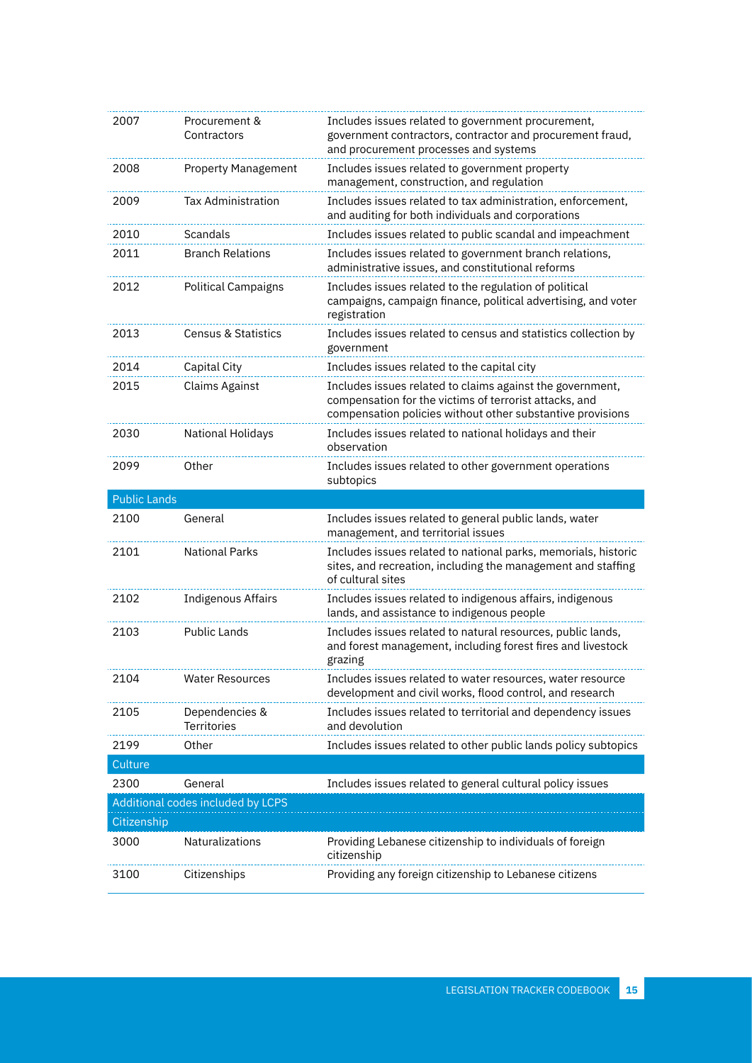| | | |
|---|---|---|
| 2007 | Procurement & Contractors | Includes issues related to government procurement, government contractors, contractor and procurement fraud, and procurement processes and systems |
| 2008 | Property Management | Includes issues related to government property management, construction, and regulation |
| 2009 | Tax Administration | Includes issues related to tax administration, enforcement, and auditing for both individuals and corporations |
| 2010 | Scandals | Includes issues related to public scandal and impeachment |
| 2011 | Branch Relations | Includes issues related to government branch relations, administrative issues, and constitutional reforms |
| 2012 | Political Campaigns | Includes issues related to the regulation of political campaigns, campaign finance, political advertising, and voter registration |
| 2013 | Census & Statistics | Includes issues related to census and statistics collection by government |
| 2014 | Capital City | Includes issues related to the capital city |
| 2015 | Claims Against | Includes issues related to claims against the government, compensation for the victims of terrorist attacks, and compensation policies without other substantive provisions |
| 2030 | National Holidays | Includes issues related to national holidays and their observation |
| 2099 | Other | Includes issues related to other government operations subtopics |
| **Public Lands** | | |
| 2100 | General | Includes issues related to general public lands, water management, and territorial issues |
| 2101 | National Parks | Includes issues related to national parks, memorials, historic sites, and recreation, including the management and staffing of cultural sites |
| 2102 | Indigenous Affairs | Includes issues related to indigenous affairs, indigenous lands, and assistance to indigenous people |
| 2103 | Public Lands | Includes issues related to natural resources, public lands, and forest management, including forest fires and livestock grazing |
| 2104 | Water Resources | Includes issues related to water resources, water resource development and civil works, flood control, and research |
| 2105 | Dependencies & Territories | Includes issues related to territorial and dependency issues and devolution |
| 2199 | Other | Includes issues related to other public lands policy subtopics |
| **Culture** | | |
| 2300 | General | Includes issues related to general cultural policy issues |
| **Additional codes included by LCPS** | | |
| **Citizenship** | | |
| 3000 | Naturalizations | Providing Lebanese citizenship to individuals of foreign citizenship |
| 3100 | Citizenships | Providing any foreign citizenship to Lebanese citizens |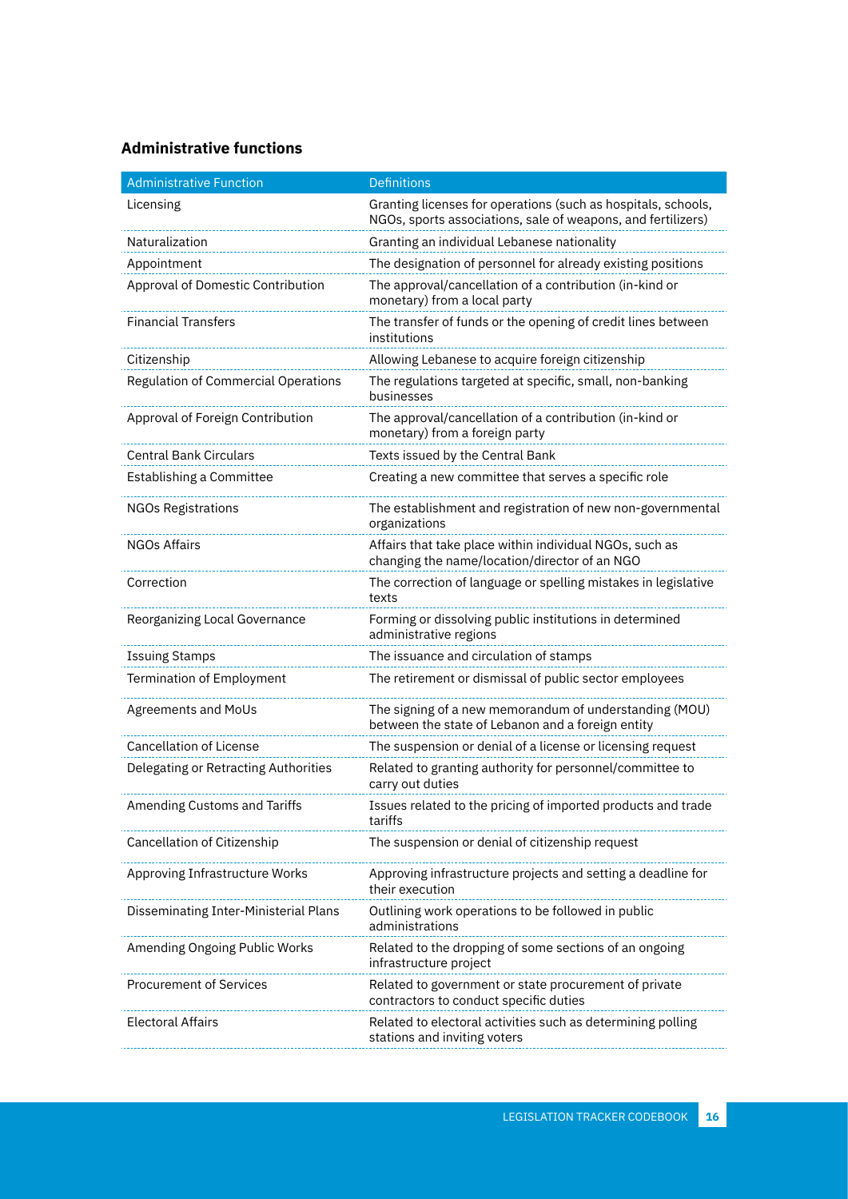### Administrative functions

| Administrative Function | Definitions |
|---|---|
| Licensing | Granting licenses for operations (such as hospitals, schools, NGOs, sports associations, sale of weapons, and fertilizers) |
| Naturalization | Granting an individual Lebanese nationality |
| Appointment | The designation of personnel for already existing positions |
| Approval of Domestic Contribution | The approval/cancellation of a contribution (in-kind or monetary) from a local party |
| Financial Transfers | The transfer of funds or the opening of credit lines between institutions |
| Citizenship | Allowing Lebanese to acquire foreign citizenship |
| Regulation of Commercial Operations | The regulations targeted at specific, small, non-banking businesses |
| Approval of Foreign Contribution | The approval/cancellation of a contribution (in-kind or monetary) from a foreign party |
| Central Bank Circulars | Texts issued by the Central Bank |
| Establishing a Committee | Creating a new committee that serves a specific role |
| NGOs Registrations | The establishment and registration of new non-governmental organizations |
| NGOs Affairs | Affairs that take place within individual NGOs, such as changing the name/location/director of an NGO |
| Correction | The correction of language or spelling mistakes in legislative texts |
| Reorganizing Local Governance | Forming or dissolving public institutions in determined administrative regions |
| Issuing Stamps | The issuance and circulation of stamps |
| Termination of Employment | The retirement or dismissal of public sector employees |
| Agreements and MoUs | The signing of a new memorandum of understanding (MOU) between the state of Lebanon and a foreign entity |
| Cancellation of License | The suspension or denial of a license or licensing request |
| Delegating or Retracting Authorities | Related to granting authority for personnel/committee to carry out duties |
| Amending Customs and Tariffs | Issues related to the pricing of imported products and trade tariffs |
| Cancellation of Citizenship | The suspension or denial of citizenship request |
| Approving Infrastructure Works | Approving infrastructure projects and setting a deadline for their execution |
| Disseminating Inter-Ministerial Plans | Outlining work operations to be followed in public administrations |
| Amending Ongoing Public Works | Related to the dropping of some sections of an ongoing infrastructure project |
| Procurement of Services | Related to government or state procurement of private contractors to conduct specific duties |
| Electoral Affairs | Related to electoral activities such as determining polling stations and inviting voters |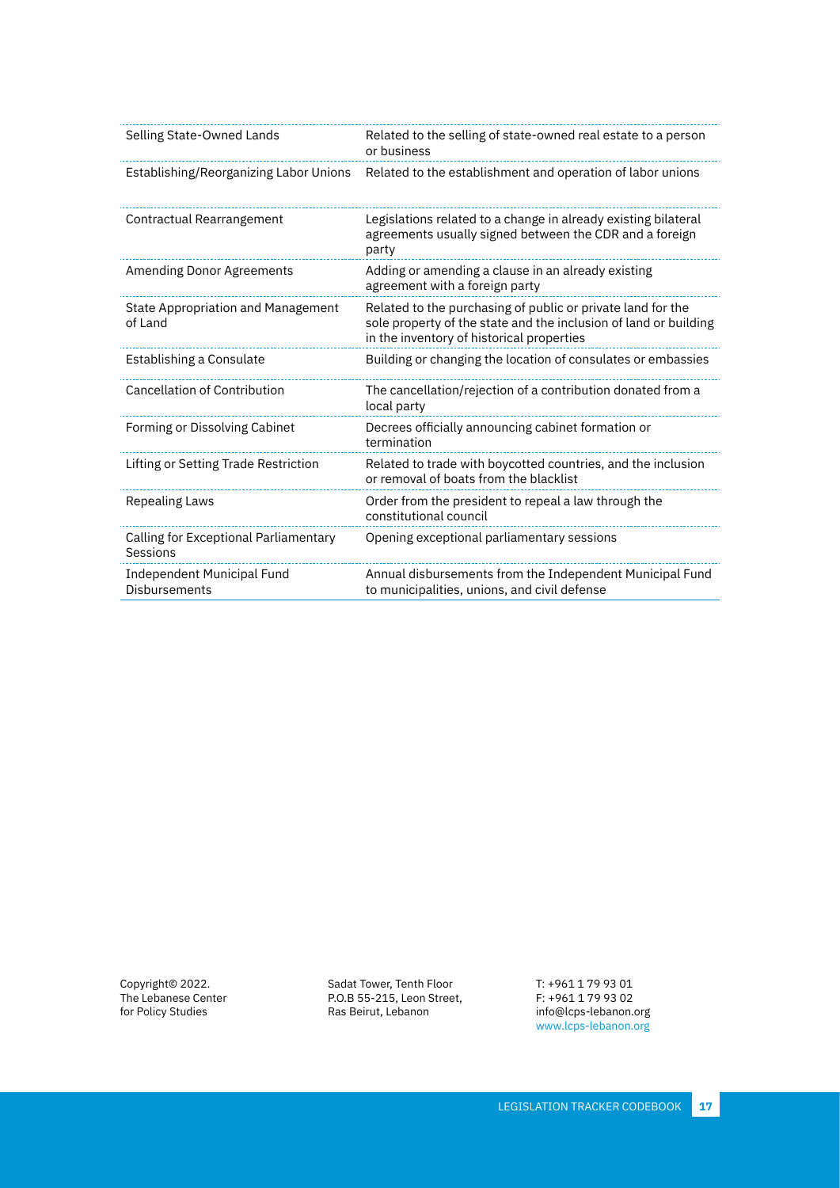| | |
|---|---|
| Selling State-Owned Lands | Related to the selling of state-owned real estate to a person or business |
| Establishing/Reorganizing Labor Unions | Related to the establishment and operation of labor unions |
| Contractual Rearrangement | Legislations related to a change in already existing bilateral agreements usually signed between the CDR and a foreign party |
| Amending Donor Agreements | Adding or amending a clause in an already existing agreement with a foreign party |
| State Appropriation and Management of Land | Related to the purchasing of public or private land for the sole property of the state and the inclusion of land or building in the inventory of historical properties |
| Establishing a Consulate | Building or changing the location of consulates or embassies |
| Cancellation of Contribution | The cancellation/rejection of a contribution donated from a local party |
| Forming or Dissolving Cabinet | Decrees officially announcing cabinet formation or termination |
| Lifting or Setting Trade Restriction | Related to trade with boycotted countries, and the inclusion or removal of boats from the blacklist |
| Repealing Laws | Order from the president to repeal a law through the constitutional council |
| Calling for Exceptional Parliamentary Sessions | Opening exceptional parliamentary sessions |
| Independent Municipal Fund Disbursements | Annual disbursements from the Independent Municipal Fund to municipalities, unions, and civil defense |

Copyright© 2022.
The Lebanese Center
for Policy Studies

Sadat Tower, Tenth Floor
P.O.B 55-215, Leon Street,
Ras Beirut, Lebanon

T: +961 1 79 93 01
F: +961 1 79 93 02
info@lcps-lebanon.org
www.lcps-lebanon.org